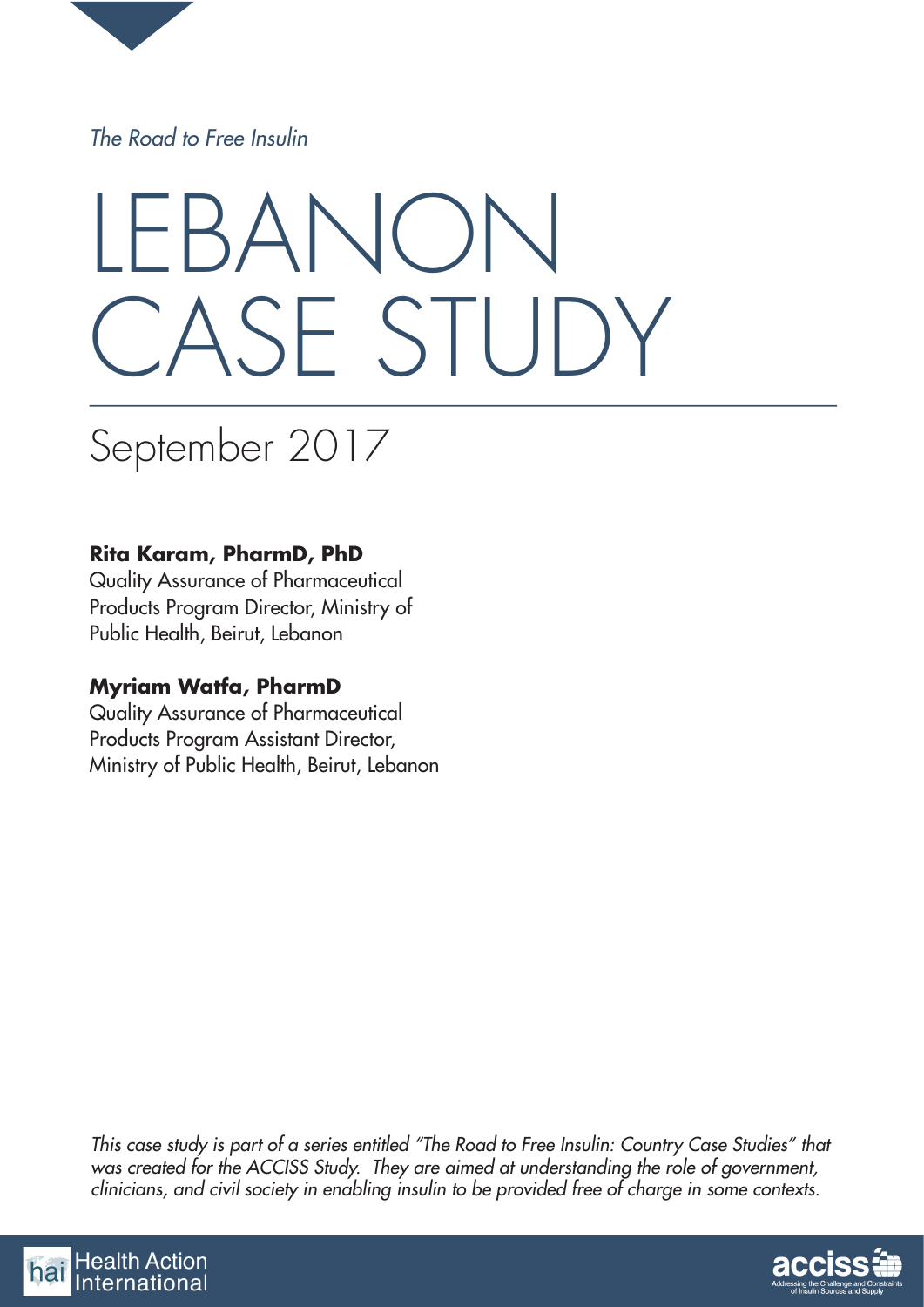*The Road to Free Insulin*

# LEBANON CASE STUDY

## September 2017

**Rita Karam, PharmD, PhD**
Quality Assurance of Pharmaceutical Products Program Director, Ministry of Public Health, Beirut, Lebanon

**Myriam Watfa, PharmD**
Quality Assurance of Pharmaceutical Products Program Assistant Director, Ministry of Public Health, Beirut, Lebanon

*This case study is part of a series entitled "The Road to Free Insulin: Country Case Studies" that was created for the ACCISS Study. They are aimed at understanding the role of government, clinicians, and civil society in enabling insulin to be provided free of charge in some contexts.*

hai Health Action International

acciss Addressing the Challenge and Constraints of Insulin Sources and Supply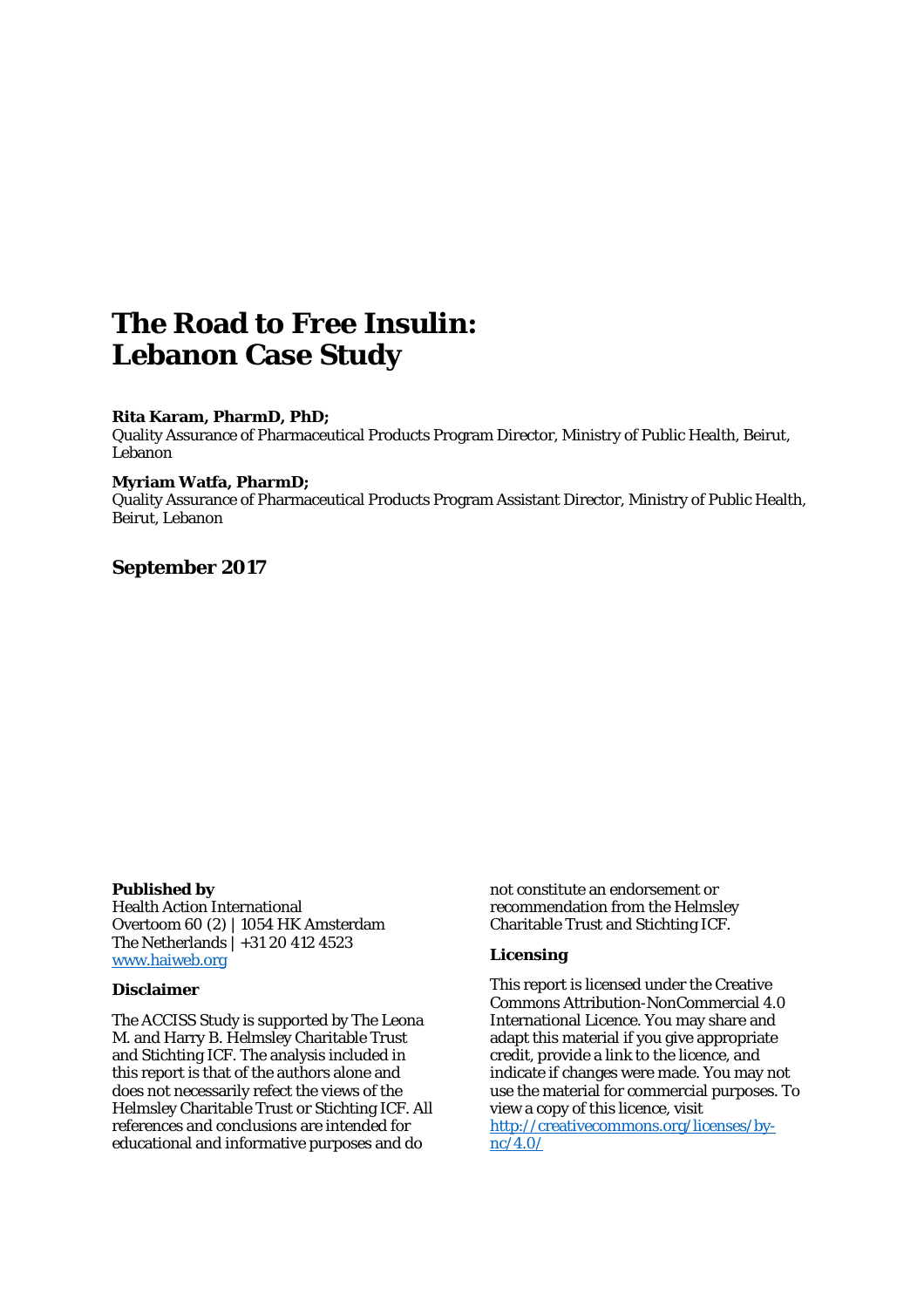# The Road to Free Insulin: Lebanon Case Study

**Rita Karam, PharmD, PhD;**
Quality Assurance of Pharmaceutical Products Program Director, Ministry of Public Health, Beirut, Lebanon

**Myriam Watfa, PharmD;**
Quality Assurance of Pharmaceutical Products Program Assistant Director, Ministry of Public Health, Beirut, Lebanon

**September 2017**

**Published by**
Health Action International
Overtoom 60 (2) | 1054 HK Amsterdam
The Netherlands | +31 20 412 4523
www.haiweb.org

**Disclaimer**

The ACCISS Study is supported by The Leona M. and Harry B. Helmsley Charitable Trust and Stichting ICF. The analysis included in this report is that of the authors alone and does not necessarily refect the views of the Helmsley Charitable Trust or Stichting ICF. All references and conclusions are intended for educational and informative purposes and do not constitute an endorsement or recommendation from the Helmsley Charitable Trust and Stichting ICF.

**Licensing**

This report is licensed under the Creative Commons Attribution-NonCommercial 4.0 International Licence. You may share and adapt this material if you give appropriate credit, provide a link to the licence, and indicate if changes were made. You may not use the material for commercial purposes. To view a copy of this licence, visit http://creativecommons.org/licenses/by-nc/4.0/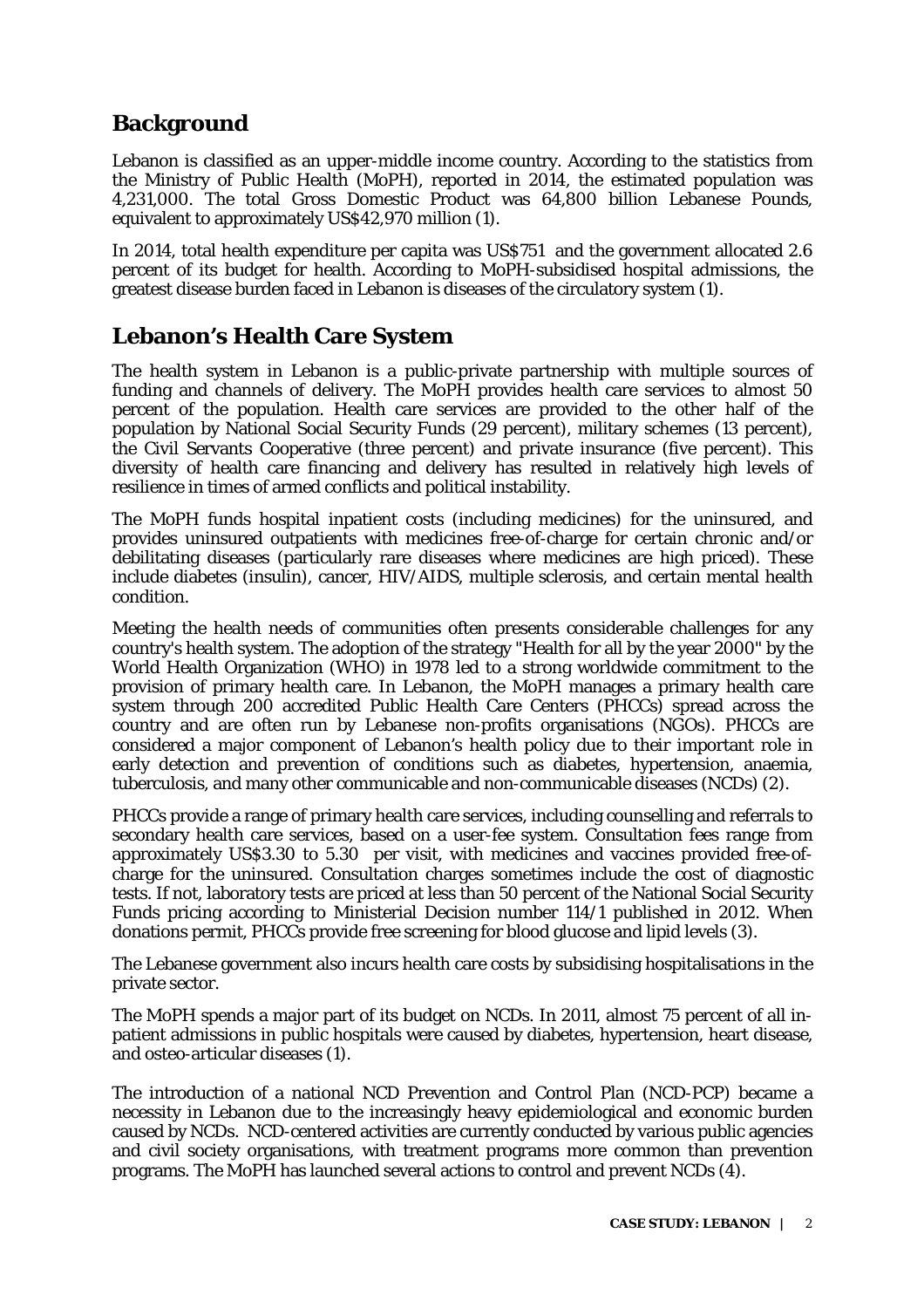## Background

Lebanon is classified as an upper-middle income country. According to the statistics from the Ministry of Public Health (MoPH), reported in 2014, the estimated population was 4,231,000. The total Gross Domestic Product was 64,800 billion Lebanese Pounds, equivalent to approximately US$42,970 million (1).

In 2014, total health expenditure per capita was US$751 and the government allocated 2.6 percent of its budget for health. According to MoPH-subsidised hospital admissions, the greatest disease burden faced in Lebanon is diseases of the circulatory system (1).

## Lebanon's Health Care System

The health system in Lebanon is a public-private partnership with multiple sources of funding and channels of delivery. The MoPH provides health care services to almost 50 percent of the population. Health care services are provided to the other half of the population by National Social Security Funds (29 percent), military schemes (13 percent), the Civil Servants Cooperative (three percent) and private insurance (five percent). This diversity of health care financing and delivery has resulted in relatively high levels of resilience in times of armed conflicts and political instability.

The MoPH funds hospital inpatient costs (including medicines) for the uninsured, and provides uninsured outpatients with medicines free-of-charge for certain chronic and/or debilitating diseases (particularly rare diseases where medicines are high priced). These include diabetes (insulin), cancer, HIV/AIDS, multiple sclerosis, and certain mental health condition.

Meeting the health needs of communities often presents considerable challenges for any country's health system. The adoption of the strategy "Health for all by the year 2000" by the World Health Organization (WHO) in 1978 led to a strong worldwide commitment to the provision of primary health care. In Lebanon, the MoPH manages a primary health care system through 200 accredited Public Health Care Centers (PHCCs) spread across the country and are often run by Lebanese non-profits organisations (NGOs). PHCCs are considered a major component of Lebanon's health policy due to their important role in early detection and prevention of conditions such as diabetes, hypertension, anaemia, tuberculosis, and many other communicable and non-communicable diseases (NCDs) (2).

PHCCs provide a range of primary health care services, including counselling and referrals to secondary health care services, based on a user-fee system. Consultation fees range from approximately US$3.30 to 5.30 per visit, with medicines and vaccines provided free-of-charge for the uninsured. Consultation charges sometimes include the cost of diagnostic tests. If not, laboratory tests are priced at less than 50 percent of the National Social Security Funds pricing according to Ministerial Decision number 114/1 published in 2012. When donations permit, PHCCs provide free screening for blood glucose and lipid levels (3).

The Lebanese government also incurs health care costs by subsidising hospitalisations in the private sector.

The MoPH spends a major part of its budget on NCDs. In 2011, almost 75 percent of all in-patient admissions in public hospitals were caused by diabetes, hypertension, heart disease, and osteo-articular diseases (1).

The introduction of a national NCD Prevention and Control Plan (NCD-PCP) became a necessity in Lebanon due to the increasingly heavy epidemiological and economic burden caused by NCDs. NCD-centered activities are currently conducted by various public agencies and civil society organisations, with treatment programs more common than prevention programs. The MoPH has launched several actions to control and prevent NCDs (4).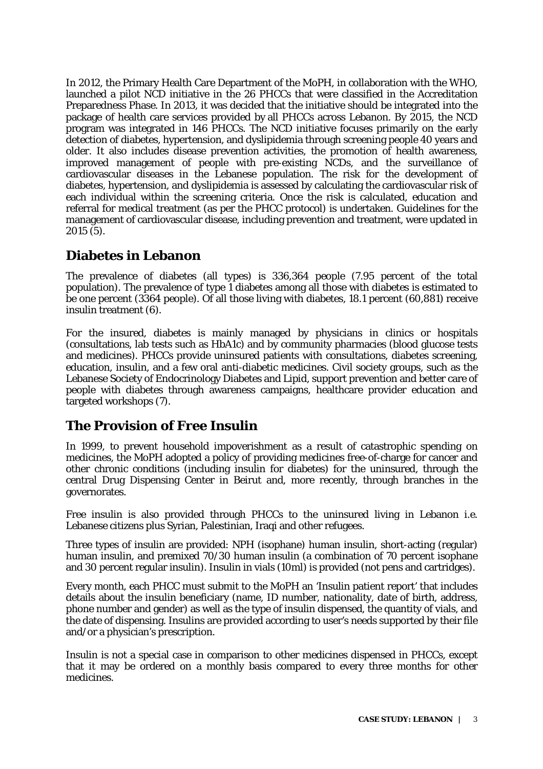In 2012, the Primary Health Care Department of the MoPH, in collaboration with the WHO, launched a pilot NCD initiative in the 26 PHCCs that were classified in the Accreditation Preparedness Phase. In 2013, it was decided that the initiative should be integrated into the package of health care services provided by all PHCCs across Lebanon. By 2015, the NCD program was integrated in 146 PHCCs. The NCD initiative focuses primarily on the early detection of diabetes, hypertension, and dyslipidemia through screening people 40 years and older. It also includes disease prevention activities, the promotion of health awareness, improved management of people with pre-existing NCDs, and the surveillance of cardiovascular diseases in the Lebanese population. The risk for the development of diabetes, hypertension, and dyslipidemia is assessed by calculating the cardiovascular risk of each individual within the screening criteria. Once the risk is calculated, education and referral for medical treatment (as per the PHCC protocol) is undertaken. Guidelines for the management of cardiovascular disease, including prevention and treatment, were updated in 2015 (5).

## Diabetes in Lebanon

The prevalence of diabetes (all types) is 336,364 people (7.95 percent of the total population). The prevalence of type 1 diabetes among all those with diabetes is estimated to be one percent (3364 people). Of all those living with diabetes, 18.1 percent (60,881) receive insulin treatment (6).

For the insured, diabetes is mainly managed by physicians in clinics or hospitals (consultations, lab tests such as HbA1c) and by community pharmacies (blood glucose tests and medicines). PHCCs provide uninsured patients with consultations, diabetes screening, education, insulin, and a few oral anti-diabetic medicines. Civil society groups, such as the Lebanese Society of Endocrinology Diabetes and Lipid, support prevention and better care of people with diabetes through awareness campaigns, healthcare provider education and targeted workshops (7).

## The Provision of Free Insulin

In 1999, to prevent household impoverishment as a result of catastrophic spending on medicines, the MoPH adopted a policy of providing medicines free-of-charge for cancer and other chronic conditions (including insulin for diabetes) for the uninsured, through the central Drug Dispensing Center in Beirut and, more recently, through branches in the governorates.

Free insulin is also provided through PHCCs to the uninsured living in Lebanon i.e. Lebanese citizens plus Syrian, Palestinian, Iraqi and other refugees.

Three types of insulin are provided: NPH (isophane) human insulin, short-acting (regular) human insulin, and premixed 70/30 human insulin (a combination of 70 percent isophane and 30 percent regular insulin). Insulin in vials (10ml) is provided (not pens and cartridges).

Every month, each PHCC must submit to the MoPH an 'Insulin patient report' that includes details about the insulin beneficiary (name, ID number, nationality, date of birth, address, phone number and gender) as well as the type of insulin dispensed, the quantity of vials, and the date of dispensing. Insulins are provided according to user's needs supported by their file and/or a physician's prescription.

Insulin is not a special case in comparison to other medicines dispensed in PHCCs, except that it may be ordered on a monthly basis compared to every three months for other medicines.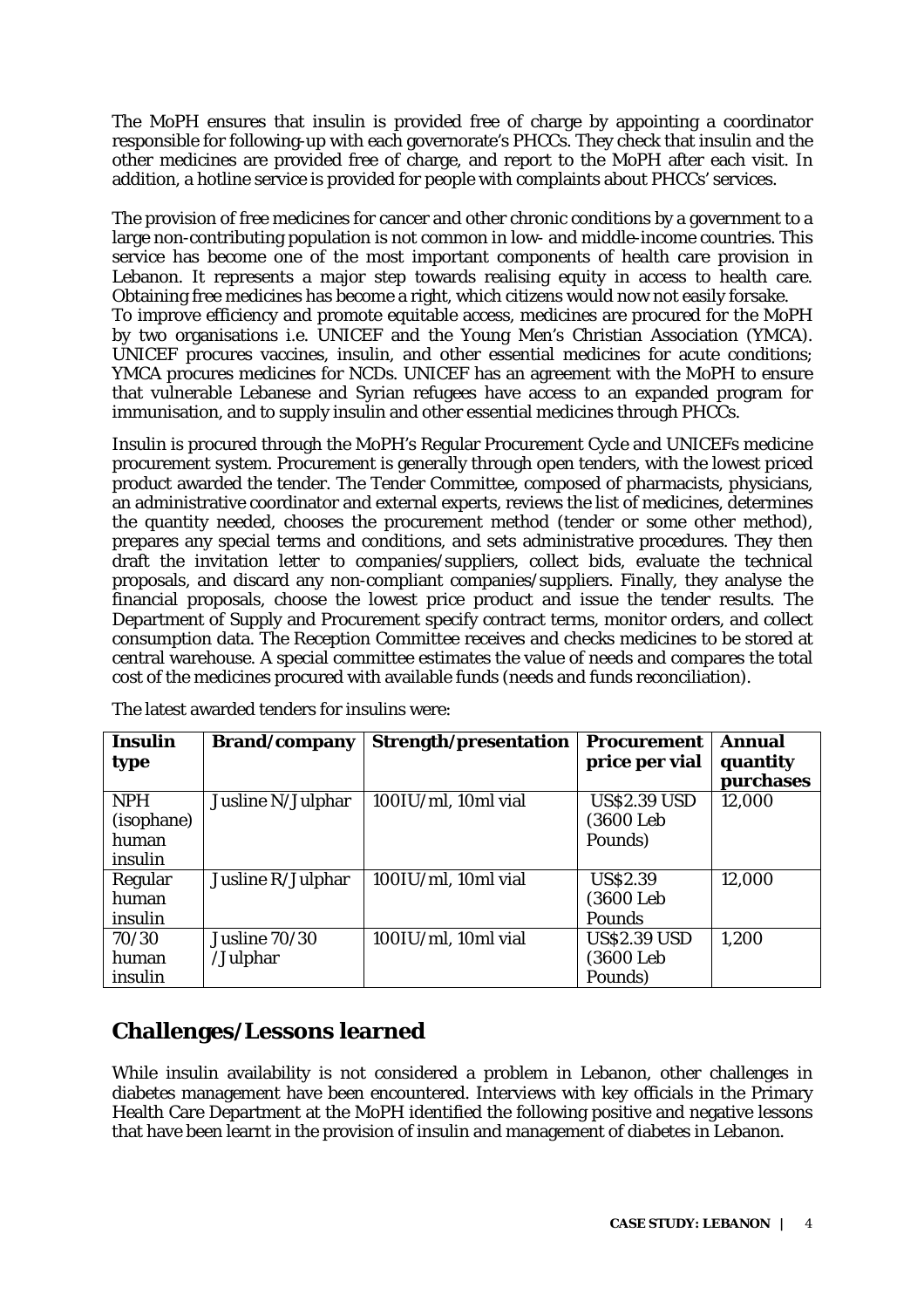The MoPH ensures that insulin is provided free of charge by appointing a coordinator responsible for following-up with each governorate's PHCCs. They check that insulin and the other medicines are provided free of charge, and report to the MoPH after each visit. In addition, a hotline service is provided for people with complaints about PHCCs' services.

The provision of free medicines for cancer and other chronic conditions by a government to a large non-contributing population is not common in low- and middle-income countries. This service has become one of the most important components of health care provision in Lebanon. It represents a major step towards realising equity in access to health care. Obtaining free medicines has become a right, which citizens would now not easily forsake.
To improve efficiency and promote equitable access, medicines are procured for the MoPH by two organisations i.e. UNICEF and the Young Men's Christian Association (YMCA). UNICEF procures vaccines, insulin, and other essential medicines for acute conditions; YMCA procures medicines for NCDs. UNICEF has an agreement with the MoPH to ensure that vulnerable Lebanese and Syrian refugees have access to an expanded program for immunisation, and to supply insulin and other essential medicines through PHCCs.

Insulin is procured through the MoPH's Regular Procurement Cycle and UNICEFs medicine procurement system. Procurement is generally through open tenders, with the lowest priced product awarded the tender. The Tender Committee, composed of pharmacists, physicians, an administrative coordinator and external experts, reviews the list of medicines, determines the quantity needed, chooses the procurement method (tender or some other method), prepares any special terms and conditions, and sets administrative procedures. They then draft the invitation letter to companies/suppliers, collect bids, evaluate the technical proposals, and discard any non-compliant companies/suppliers. Finally, they analyse the financial proposals, choose the lowest price product and issue the tender results. The Department of Supply and Procurement specify contract terms, monitor orders, and collect consumption data. The Reception Committee receives and checks medicines to be stored at central warehouse. A special committee estimates the value of needs and compares the total cost of the medicines procured with available funds (needs and funds reconciliation).

The latest awarded tenders for insulins were:

| Insulin type | Brand/company | Strength/presentation | Procurement price per vial | Annual quantity purchases |
|---|---|---|---|---|
| NPH (isophane) human insulin | Jusline N/Julphar | 100IU/ml, 10ml vial | US$2.39 USD (3600 Leb Pounds) | 12,000 |
| Regular human insulin | Jusline R/Julphar | 100IU/ml, 10ml vial | US$2.39 (3600 Leb Pounds | 12,000 |
| 70/30 human insulin | Jusline 70/30 /Julphar | 100IU/ml, 10ml vial | US$2.39 USD (3600 Leb Pounds) | 1,200 |

## Challenges/Lessons learned

While insulin availability is not considered a problem in Lebanon, other challenges in diabetes management have been encountered. Interviews with key officials in the Primary Health Care Department at the MoPH identified the following positive and negative lessons that have been learnt in the provision of insulin and management of diabetes in Lebanon.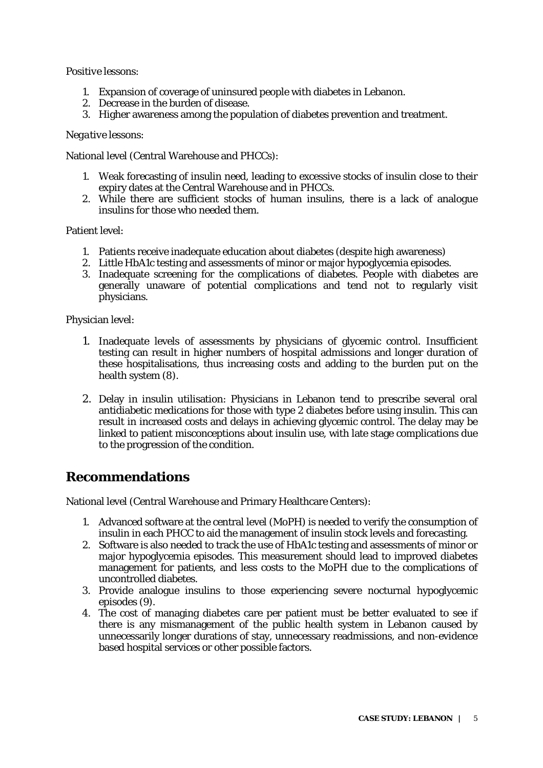Positive lessons:

1. Expansion of coverage of uninsured people with diabetes in Lebanon.
2. Decrease in the burden of disease.
3. Higher awareness among the population of diabetes prevention and treatment.

*Negative lessons:*

National level (Central Warehouse and PHCCs):

1. Weak forecasting of insulin need, leading to excessive stocks of insulin close to their expiry dates at the Central Warehouse and in PHCCs.
2. While there are sufficient stocks of human insulins, there is a lack of analogue insulins for those who needed them.

Patient level:

1. Patients receive inadequate education about diabetes (despite high awareness)
2. Little HbA1c testing and assessments of minor or major hypoglycemia episodes.
3. Inadequate screening for the complications of diabetes. People with diabetes are generally unaware of potential complications and tend not to regularly visit physicians.

Physician level:

1. Inadequate levels of assessments by physicians of glycemic control. Insufficient testing can result in higher numbers of hospital admissions and longer duration of these hospitalisations, thus increasing costs and adding to the burden put on the health system (8).

2. Delay in insulin utilisation: Physicians in Lebanon tend to prescribe several oral antidiabetic medications for those with type 2 diabetes before using insulin. This can result in increased costs and delays in achieving glycemic control. The delay may be linked to patient misconceptions about insulin use, with late stage complications due to the progression of the condition.

## Recommendations

National level (Central Warehouse and Primary Healthcare Centers):

1. Advanced software at the central level (MoPH) is needed to verify the consumption of insulin in each PHCC to aid the management of insulin stock levels and forecasting.
2. Software is also needed to track the use of HbA1c testing and assessments of minor or major hypoglycemia episodes. This measurement should lead to improved diabetes management for patients, and less costs to the MoPH due to the complications of uncontrolled diabetes.
3. Provide analogue insulins to those experiencing severe nocturnal hypoglycemic episodes (9).
4. The cost of managing diabetes care per patient must be better evaluated to see if there is any mismanagement of the public health system in Lebanon caused by unnecessarily longer durations of stay, unnecessary readmissions, and non-evidence based hospital services or other possible factors.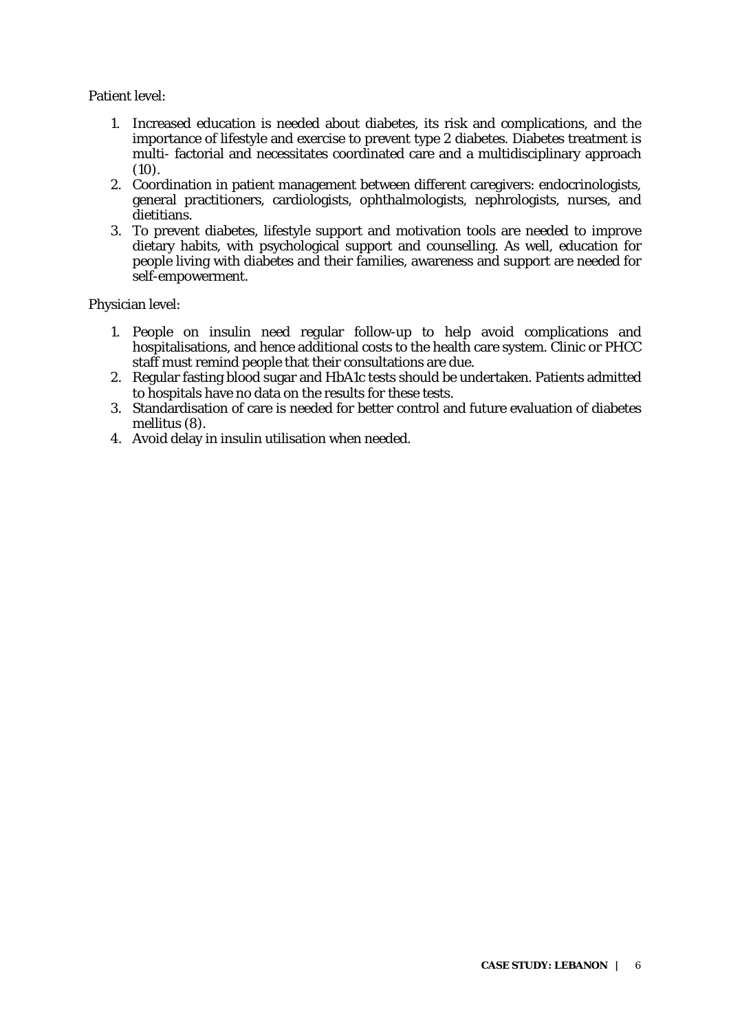Patient level:

1. Increased education is needed about diabetes, its risk and complications, and the importance of lifestyle and exercise to prevent type 2 diabetes. Diabetes treatment is multi- factorial and necessitates coordinated care and a multidisciplinary approach (10).
2. Coordination in patient management between different caregivers: endocrinologists, general practitioners, cardiologists, ophthalmologists, nephrologists, nurses, and dietitians.
3. To prevent diabetes, lifestyle support and motivation tools are needed to improve dietary habits, with psychological support and counselling. As well, education for people living with diabetes and their families, awareness and support are needed for self-empowerment.

Physician level:

1. People on insulin need regular follow-up to help avoid complications and hospitalisations, and hence additional costs to the health care system. Clinic or PHCC staff must remind people that their consultations are due.
2. Regular fasting blood sugar and HbA1c tests should be undertaken. Patients admitted to hospitals have no data on the results for these tests.
3. Standardisation of care is needed for better control and future evaluation of diabetes mellitus (8).
4. Avoid delay in insulin utilisation when needed.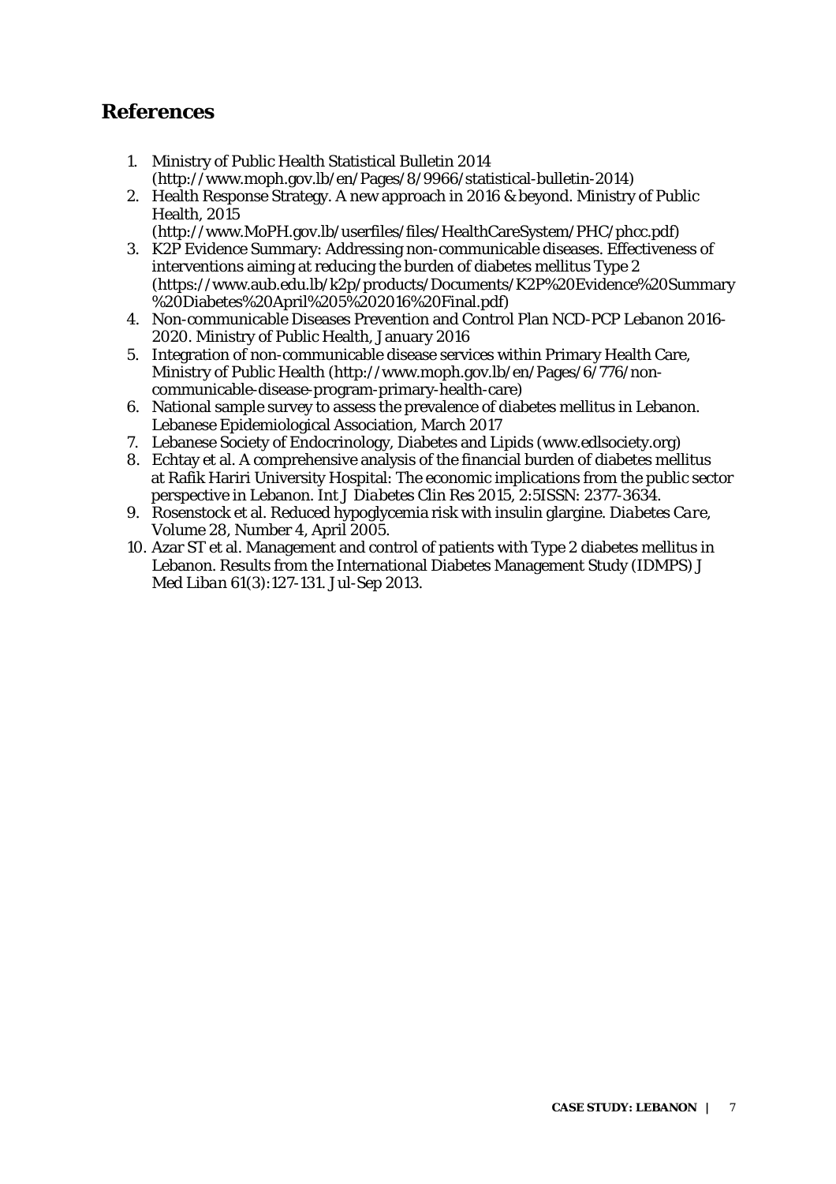## References

1. Ministry of Public Health Statistical Bulletin 2014 (http://www.moph.gov.lb/en/Pages/8/9966/statistical-bulletin-2014)
2. Health Response Strategy. A new approach in 2016 & beyond. Ministry of Public Health, 2015 (http://www.MoPH.gov.lb/userfiles/files/HealthCareSystem/PHC/phcc.pdf)
3. K2P Evidence Summary: Addressing non-communicable diseases. Effectiveness of interventions aiming at reducing the burden of diabetes mellitus Type 2 (https://www.aub.edu.lb/k2p/products/Documents/K2P%20Evidence%20Summary%20Diabetes%20April%205%202016%20Final.pdf)
4. Non-communicable Diseases Prevention and Control Plan NCD-PCP Lebanon 2016-2020. Ministry of Public Health, January 2016
5. Integration of non-communicable disease services within Primary Health Care, Ministry of Public Health (http://www.moph.gov.lb/en/Pages/6/776/non-communicable-disease-program-primary-health-care)
6. National sample survey to assess the prevalence of diabetes mellitus in Lebanon. Lebanese Epidemiological Association, March 2017
7. Lebanese Society of Endocrinology, Diabetes and Lipids (www.edlsociety.org)
8. Echtay et al. A comprehensive analysis of the financial burden of diabetes mellitus at Rafik Hariri University Hospital: The economic implications from the public sector perspective in Lebanon. *Int J Diabetes Clin Res* 2015, 2:5ISSN: 2377-3634.
9. Rosenstock et al. Reduced hypoglycemia risk with insulin glargine. *Diabetes Care*, Volume 28, Number 4, April 2005.
10. Azar ST et al. Management and control of patients with Type 2 diabetes mellitus in Lebanon. Results from the International Diabetes Management Study (IDMPS) *J Med Liban* 61(3):127-131. Jul-Sep 2013.